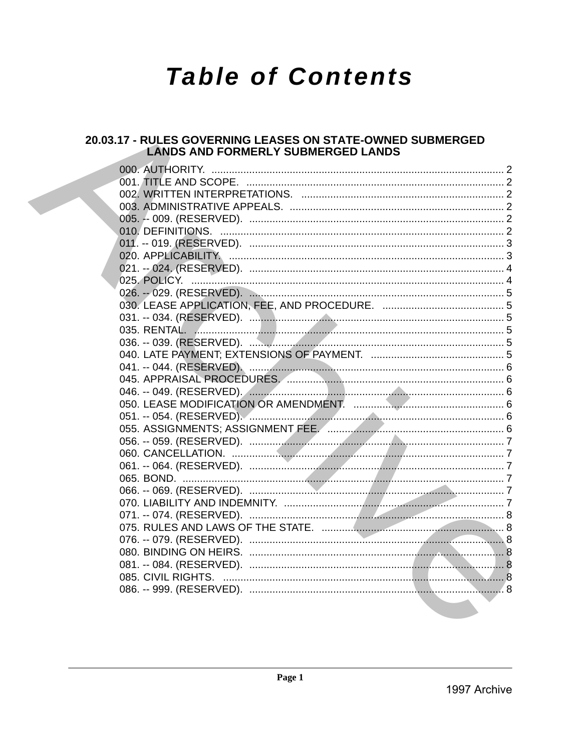# Table of Contents

## 20.03.17 - RULES GOVERNING LEASES ON STATE-OWNED SUBMERGED LANDS AND FORMERLY SUBMERGED LANDS

000. AUTHORITY. .......... 2
001. TITLE AND SCOPE. .......... 2
002. WRITTEN INTERPRETATIONS. .......... 2
003. ADMINISTRATIVE APPEALS. .......... 2
005. -- 009. (RESERVED). .......... 2
010. DEFINITIONS. .......... 2
011. -- 019. (RESERVED). .......... 3
020. APPLICABILITY. .......... 3
021. -- 024. (RESERVED). .......... 4
025. POLICY. .......... 4
026. -- 029. (RESERVED). .......... 5
030. LEASE APPLICATION, FEE, AND PROCEDURE. .......... 5
031. -- 034. (RESERVED). .......... 5
035. RENTAL. .......... 5
036. -- 039. (RESERVED). .......... 5
040. LATE PAYMENT; EXTENSIONS OF PAYMENT. .......... 5
041. -- 044. (RESERVED). .......... 6
045. APPRAISAL PROCEDURES. .......... 6
046. -- 049. (RESERVED). .......... 6
050. LEASE MODIFICATION OR AMENDMENT. .......... 6
051. -- 054. (RESERVED). .......... 6
055. ASSIGNMENTS; ASSIGNMENT FEE. .......... 6
056. -- 059. (RESERVED). .......... 7
060. CANCELLATION. .......... 7
061. -- 064. (RESERVED). .......... 7
065. BOND. .......... 7
066. -- 069. (RESERVED). .......... 7
070. LIABILITY AND INDEMNITY. .......... 7
071. -- 074. (RESERVED). .......... 8
075. RULES AND LAWS OF THE STATE. .......... 8
076. -- 079. (RESERVED). .......... 8
080. BINDING ON HEIRS. .......... 8
081. -- 084. (RESERVED). .......... 8
085. CIVIL RIGHTS. .......... 8
086. -- 999. (RESERVED). .......... 8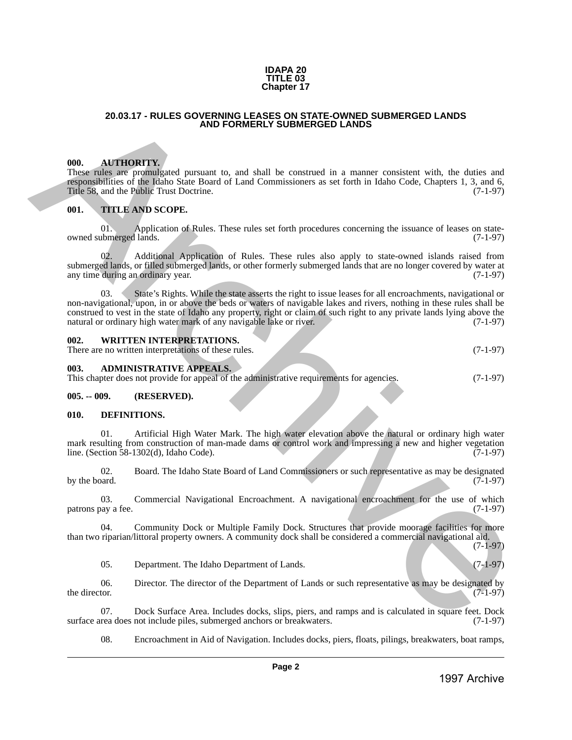# IDAPA 20
# TITLE 03
# Chapter 17

## 20.03.17 - RULES GOVERNING LEASES ON STATE-OWNED SUBMERGED LANDS AND FORMERLY SUBMERGED LANDS

### 000. AUTHORITY.

These rules are promulgated pursuant to, and shall be construed in a manner consistent with, the duties and responsibilities of the Idaho State Board of Land Commissioners as set forth in Idaho Code, Chapters 1, 3, and 6, Title 58, and the Public Trust Doctrine. (7-1-97)

### 001. TITLE AND SCOPE.

01. Application of Rules. These rules set forth procedures concerning the issuance of leases on state-owned submerged lands. (7-1-97)

02. Additional Application of Rules. These rules also apply to state-owned islands raised from submerged lands, or filled submerged lands, or other formerly submerged lands that are no longer covered by water at any time during an ordinary year. (7-1-97)

03. State's Rights. While the state asserts the right to issue leases for all encroachments, navigational or non-navigational, upon, in or above the beds or waters of navigable lakes and rivers, nothing in these rules shall be construed to vest in the state of Idaho any property, right or claim of such right to any private lands lying above the natural or ordinary high water mark of any navigable lake or river. (7-1-97)

### 002. WRITTEN INTERPRETATIONS.

There are no written interpretations of these rules. (7-1-97)

### 003. ADMINISTRATIVE APPEALS.

This chapter does not provide for appeal of the administrative requirements for agencies. (7-1-97)

### 005. -- 009. (RESERVED).

### 010. DEFINITIONS.

01. Artificial High Water Mark. The high water elevation above the natural or ordinary high water mark resulting from construction of man-made dams or control work and impressing a new and higher vegetation line. (Section 58-1302(d), Idaho Code). (7-1-97)

02. Board. The Idaho State Board of Land Commissioners or such representative as may be designated by the board. (7-1-97)

03. Commercial Navigational Encroachment. A navigational encroachment for the use of which patrons pay a fee. (7-1-97)

04. Community Dock or Multiple Family Dock. Structures that provide moorage facilities for more than two riparian/littoral property owners. A community dock shall be considered a commercial navigational aid. (7-1-97)

05. Department. The Idaho Department of Lands. (7-1-97)

06. Director. The director of the Department of Lands or such representative as may be designated by the director. (7-1-97)

07. Dock Surface Area. Includes docks, slips, piers, and ramps and is calculated in square feet. Dock surface area does not include piles, submerged anchors or breakwaters. (7-1-97)

08. Encroachment in Aid of Navigation. Includes docks, piers, floats, pilings, breakwaters, boat ramps,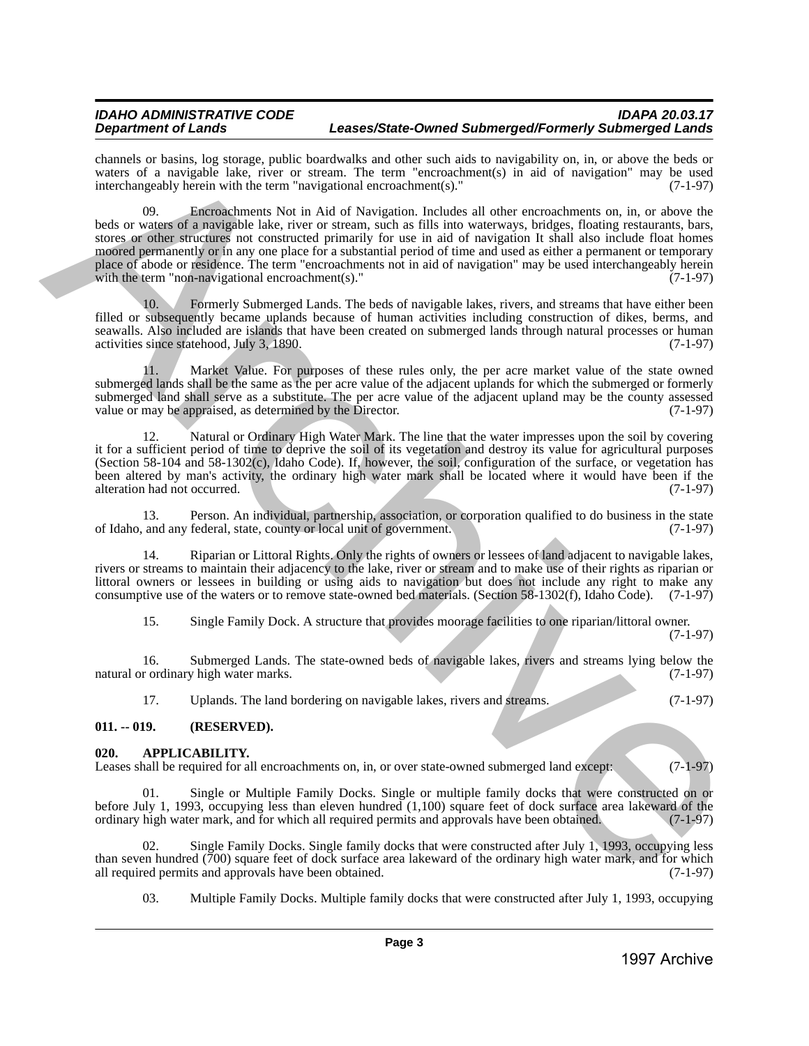channels or basins, log storage, public boardwalks and other such aids to navigability on, in, or above the beds or waters of a navigable lake, river or stream. The term "encroachment(s) in aid of navigation" may be used interchangeably herein with the term "navigational encroachment(s)." (7-1-97)

09. Encroachments Not in Aid of Navigation. Includes all other encroachments on, in, or above the beds or waters of a navigable lake, river or stream, such as fills into waterways, bridges, floating restaurants, bars, stores or other structures not constructed primarily for use in aid of navigation It shall also include float homes moored permanently or in any one place for a substantial period of time and used as either a permanent or temporary place of abode or residence. The term "encroachments not in aid of navigation" may be used interchangeably herein with the term "non-navigational encroachment(s)." (7-1-97)

10. Formerly Submerged Lands. The beds of navigable lakes, rivers, and streams that have either been filled or subsequently became uplands because of human activities including construction of dikes, berms, and seawalls. Also included are islands that have been created on submerged lands through natural processes or human activities since statehood, July 3, 1890. (7-1-97)

11. Market Value. For purposes of these rules only, the per acre market value of the state owned submerged lands shall be the same as the per acre value of the adjacent uplands for which the submerged or formerly submerged land shall serve as a substitute. The per acre value of the adjacent upland may be the county assessed value or may be appraised, as determined by the Director. (7-1-97)

12. Natural or Ordinary High Water Mark. The line that the water impresses upon the soil by covering it for a sufficient period of time to deprive the soil of its vegetation and destroy its value for agricultural purposes (Section 58-104 and 58-1302(c), Idaho Code). If, however, the soil, configuration of the surface, or vegetation has been altered by man's activity, the ordinary high water mark shall be located where it would have been if the alteration had not occurred. (7-1-97)

13. Person. An individual, partnership, association, or corporation qualified to do business in the state of Idaho, and any federal, state, county or local unit of government. (7-1-97)

14. Riparian or Littoral Rights. Only the rights of owners or lessees of land adjacent to navigable lakes, rivers or streams to maintain their adjacency to the lake, river or stream and to make use of their rights as riparian or littoral owners or lessees in building or using aids to navigation but does not include any right to make any consumptive use of the waters or to remove state-owned bed materials. (Section 58-1302(f), Idaho Code). (7-1-97)

15. Single Family Dock. A structure that provides moorage facilities to one riparian/littoral owner. (7-1-97)

16. Submerged Lands. The state-owned beds of navigable lakes, rivers and streams lying below the natural or ordinary high water marks. (7-1-97)

17. Uplands. The land bordering on navigable lakes, rivers and streams. (7-1-97)

**011. -- 019. (RESERVED).**

**020. APPLICABILITY.**

Leases shall be required for all encroachments on, in, or over state-owned submerged land except: (7-1-97)

01. Single or Multiple Family Docks. Single or multiple family docks that were constructed on or before July 1, 1993, occupying less than eleven hundred (1,100) square feet of dock surface area lakeward of the ordinary high water mark, and for which all required permits and approvals have been obtained. (7-1-97)

02. Single Family Docks. Single family docks that were constructed after July 1, 1993, occupying less than seven hundred (700) square feet of dock surface area lakeward of the ordinary high water mark, and for which all required permits and approvals have been obtained. (7-1-97)

03. Multiple Family Docks. Multiple family docks that were constructed after July 1, 1993, occupying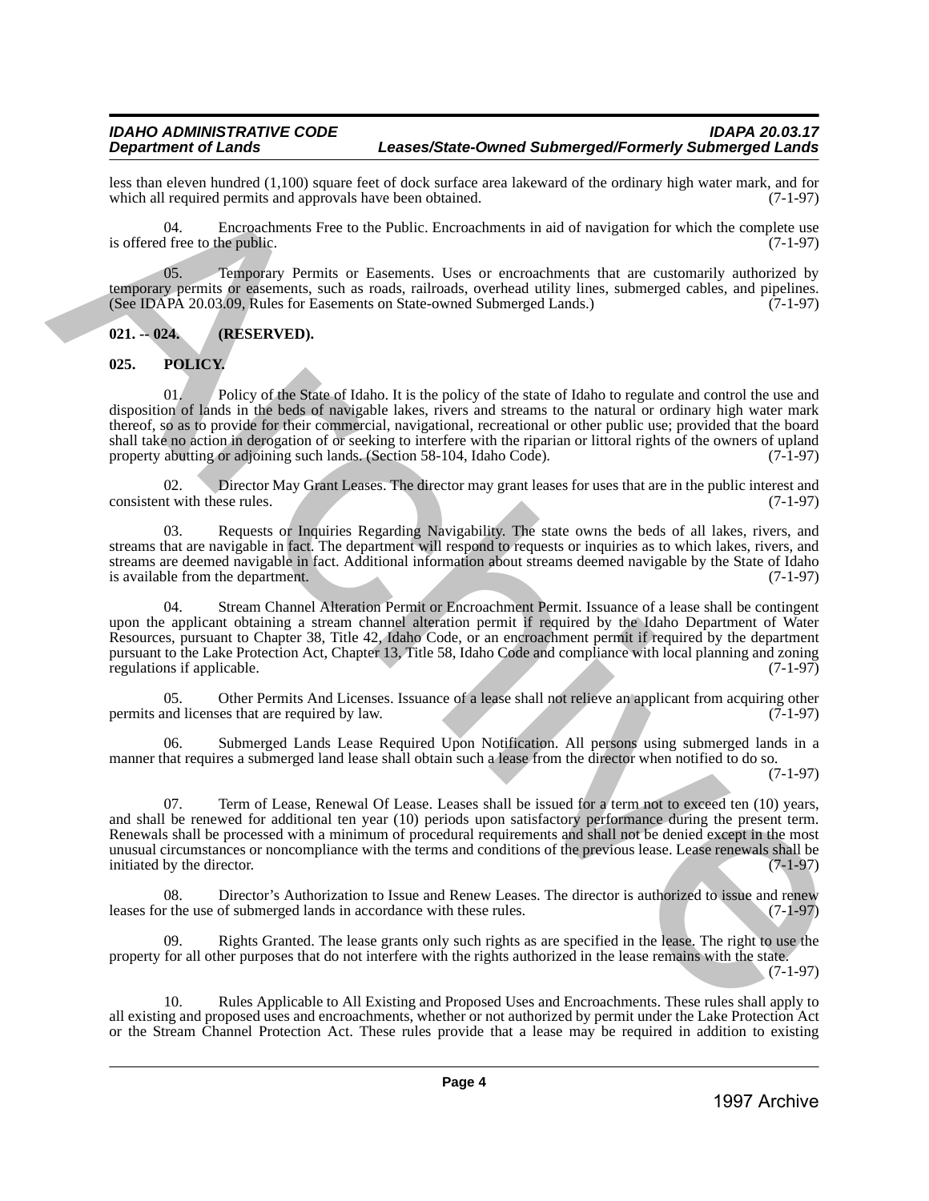less than eleven hundred (1,100) square feet of dock surface area lakeward of the ordinary high water mark, and for which all required permits and approvals have been obtained. (7-1-97)

04. Encroachments Free to the Public. Encroachments in aid of navigation for which the complete use is offered free to the public. (7-1-97)

05. Temporary Permits or Easements. Uses or encroachments that are customarily authorized by temporary permits or easements, such as roads, railroads, overhead utility lines, submerged cables, and pipelines. (See IDAPA 20.03.09, Rules for Easements on State-owned Submerged Lands.) (7-1-97)

**021. -- 024. (RESERVED).**

**025. POLICY.**

01. Policy of the State of Idaho. It is the policy of the state of Idaho to regulate and control the use and disposition of lands in the beds of navigable lakes, rivers and streams to the natural or ordinary high water mark thereof, so as to provide for their commercial, navigational, recreational or other public use; provided that the board shall take no action in derogation of or seeking to interfere with the riparian or littoral rights of the owners of upland property abutting or adjoining such lands. (Section 58-104, Idaho Code). (7-1-97)

02. Director May Grant Leases. The director may grant leases for uses that are in the public interest and consistent with these rules. (7-1-97)

03. Requests or Inquiries Regarding Navigability. The state owns the beds of all lakes, rivers, and streams that are navigable in fact. The department will respond to requests or inquiries as to which lakes, rivers, and streams are deemed navigable in fact. Additional information about streams deemed navigable by the State of Idaho is available from the department. (7-1-97)

04. Stream Channel Alteration Permit or Encroachment Permit. Issuance of a lease shall be contingent upon the applicant obtaining a stream channel alteration permit if required by the Idaho Department of Water Resources, pursuant to Chapter 38, Title 42, Idaho Code, or an encroachment permit if required by the department pursuant to the Lake Protection Act, Chapter 13, Title 58, Idaho Code and compliance with local planning and zoning regulations if applicable. (7-1-97)

05. Other Permits And Licenses. Issuance of a lease shall not relieve an applicant from acquiring other permits and licenses that are required by law. (7-1-97)

06. Submerged Lands Lease Required Upon Notification. All persons using submerged lands in a manner that requires a submerged land lease shall obtain such a lease from the director when notified to do so. (7-1-97)

07. Term of Lease, Renewal Of Lease. Leases shall be issued for a term not to exceed ten (10) years, and shall be renewed for additional ten year (10) periods upon satisfactory performance during the present term. Renewals shall be processed with a minimum of procedural requirements and shall not be denied except in the most unusual circumstances or noncompliance with the terms and conditions of the previous lease. Lease renewals shall be initiated by the director. (7-1-97)

08. Director's Authorization to Issue and Renew Leases. The director is authorized to issue and renew leases for the use of submerged lands in accordance with these rules. (7-1-97)

09. Rights Granted. The lease grants only such rights as are specified in the lease. The right to use the property for all other purposes that do not interfere with the rights authorized in the lease remains with the state. (7-1-97)

10. Rules Applicable to All Existing and Proposed Uses and Encroachments. These rules shall apply to all existing and proposed uses and encroachments, whether or not authorized by permit under the Lake Protection Act or the Stream Channel Protection Act. These rules provide that a lease may be required in addition to existing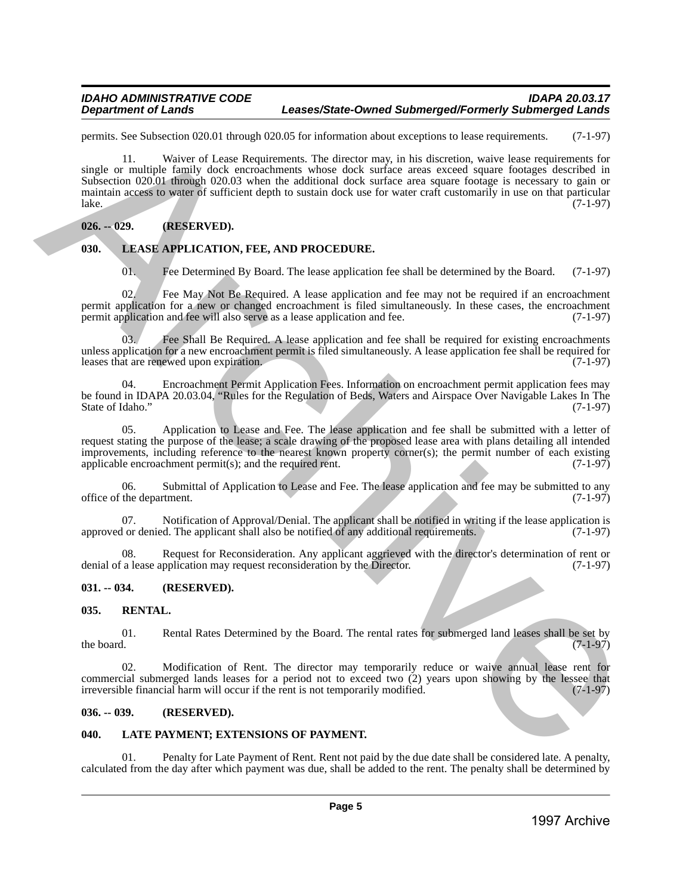permits. See Subsection 020.01 through 020.05 for information about exceptions to lease requirements. (7-1-97)

11. Waiver of Lease Requirements. The director may, in his discretion, waive lease requirements for single or multiple family dock encroachments whose dock surface areas exceed square footages described in Subsection 020.01 through 020.03 when the additional dock surface area square footage is necessary to gain or maintain access to water of sufficient depth to sustain dock use for water craft customarily in use on that particular lake. (7-1-97)

**026. -- 029. (RESERVED).**

**030. LEASE APPLICATION, FEE, AND PROCEDURE.**

01. Fee Determined By Board. The lease application fee shall be determined by the Board. (7-1-97)

02. Fee May Not Be Required. A lease application and fee may not be required if an encroachment permit application for a new or changed encroachment is filed simultaneously. In these cases, the encroachment permit application and fee will also serve as a lease application and fee. (7-1-97)

03. Fee Shall Be Required. A lease application and fee shall be required for existing encroachments unless application for a new encroachment permit is filed simultaneously. A lease application fee shall be required for leases that are renewed upon expiration. (7-1-97)

04. Encroachment Permit Application Fees. Information on encroachment permit application fees may be found in IDAPA 20.03.04, "Rules for the Regulation of Beds, Waters and Airspace Over Navigable Lakes In The State of Idaho." (7-1-97)

05. Application to Lease and Fee. The lease application and fee shall be submitted with a letter of request stating the purpose of the lease; a scale drawing of the proposed lease area with plans detailing all intended improvements, including reference to the nearest known property corner(s); the permit number of each existing applicable encroachment permit(s); and the required rent. (7-1-97)

06. Submittal of Application to Lease and Fee. The lease application and fee may be submitted to any office of the department. (7-1-97)

07. Notification of Approval/Denial. The applicant shall be notified in writing if the lease application is approved or denied. The applicant shall also be notified of any additional requirements. (7-1-97)

08. Request for Reconsideration. Any applicant aggrieved with the director's determination of rent or denial of a lease application may request reconsideration by the Director. (7-1-97)

**031. -- 034. (RESERVED).**

**035. RENTAL.**

01. Rental Rates Determined by the Board. The rental rates for submerged land leases shall be set by the board. (7-1-97)

02. Modification of Rent. The director may temporarily reduce or waive annual lease rent for commercial submerged lands leases for a period not to exceed two (2) years upon showing by the lessee that irreversible financial harm will occur if the rent is not temporarily modified. (7-1-97)

**036. -- 039. (RESERVED).**

**040. LATE PAYMENT; EXTENSIONS OF PAYMENT.**

01. Penalty for Late Payment of Rent. Rent not paid by the due date shall be considered late. A penalty, calculated from the day after which payment was due, shall be added to the rent. The penalty shall be determined by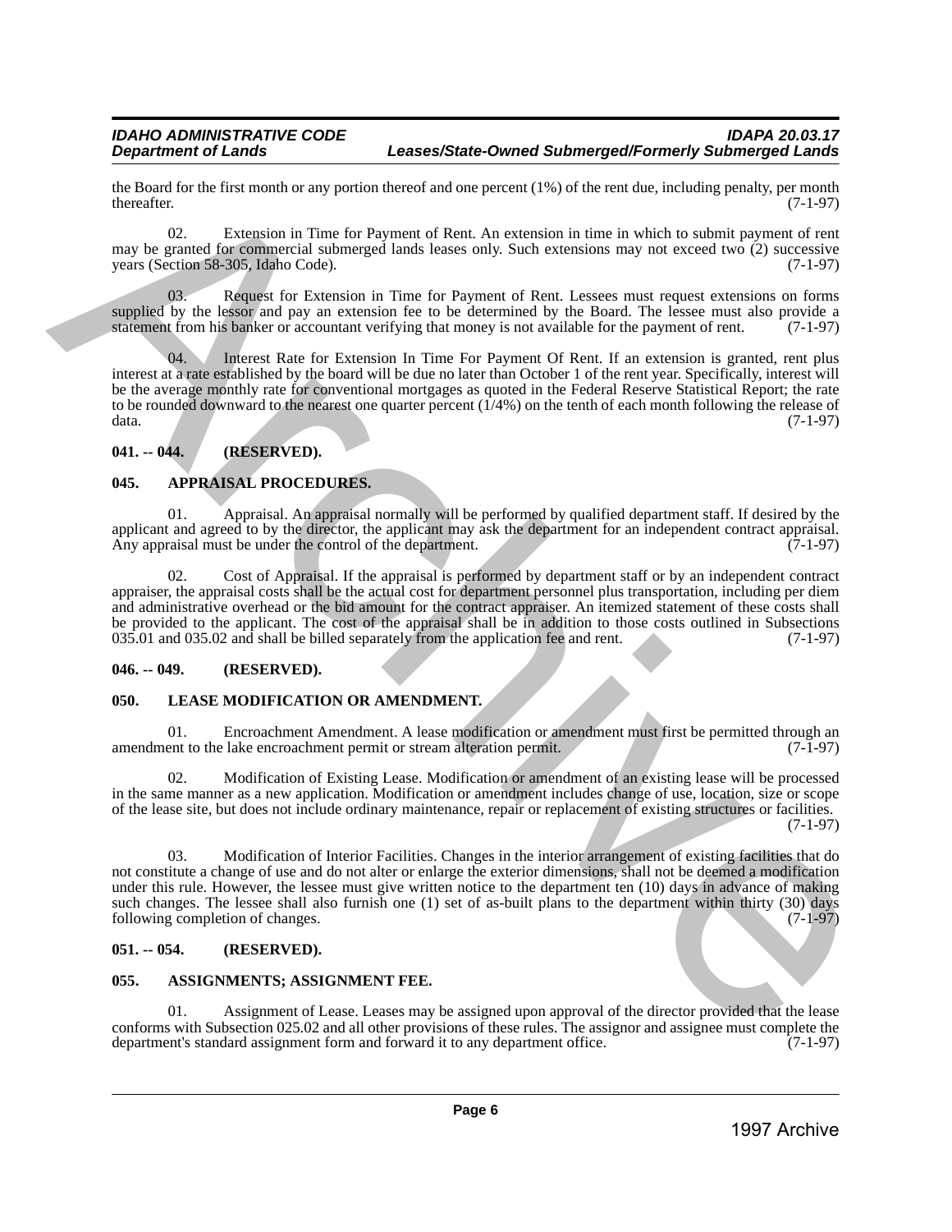the Board for the first month or any portion thereof and one percent (1%) of the rent due, including penalty, per month thereafter. (7-1-97)

02. Extension in Time for Payment of Rent. An extension in time in which to submit payment of rent may be granted for commercial submerged lands leases only. Such extensions may not exceed two (2) successive years (Section 58-305, Idaho Code). (7-1-97)

03. Request for Extension in Time for Payment of Rent. Lessees must request extensions on forms supplied by the lessor and pay an extension fee to be determined by the Board. The lessee must also provide a statement from his banker or accountant verifying that money is not available for the payment of rent. (7-1-97)

04. Interest Rate for Extension In Time For Payment Of Rent. If an extension is granted, rent plus interest at a rate established by the board will be due no later than October 1 of the rent year. Specifically, interest will be the average monthly rate for conventional mortgages as quoted in the Federal Reserve Statistical Report; the rate to be rounded downward to the nearest one quarter percent (1/4%) on the tenth of each month following the release of data. (7-1-97)

## 041. -- 044. (RESERVED).

## 045. APPRAISAL PROCEDURES.

01. Appraisal. An appraisal normally will be performed by qualified department staff. If desired by the applicant and agreed to by the director, the applicant may ask the department for an independent contract appraisal. Any appraisal must be under the control of the department. (7-1-97)

02. Cost of Appraisal. If the appraisal is performed by department staff or by an independent contract appraiser, the appraisal costs shall be the actual cost for department personnel plus transportation, including per diem and administrative overhead or the bid amount for the contract appraiser. An itemized statement of these costs shall be provided to the applicant. The cost of the appraisal shall be in addition to those costs outlined in Subsections 035.01 and 035.02 and shall be billed separately from the application fee and rent. (7-1-97)

## 046. -- 049. (RESERVED).

## 050. LEASE MODIFICATION OR AMENDMENT.

01. Encroachment Amendment. A lease modification or amendment must first be permitted through an amendment to the lake encroachment permit or stream alteration permit. (7-1-97)

02. Modification of Existing Lease. Modification or amendment of an existing lease will be processed in the same manner as a new application. Modification or amendment includes change of use, location, size or scope of the lease site, but does not include ordinary maintenance, repair or replacement of existing structures or facilities. (7-1-97)

03. Modification of Interior Facilities. Changes in the interior arrangement of existing facilities that do not constitute a change of use and do not alter or enlarge the exterior dimensions, shall not be deemed a modification under this rule. However, the lessee must give written notice to the department ten (10) days in advance of making such changes. The lessee shall also furnish one (1) set of as-built plans to the department within thirty (30) days following completion of changes. (7-1-97)

## 051. -- 054. (RESERVED).

## 055. ASSIGNMENTS; ASSIGNMENT FEE.

01. Assignment of Lease. Leases may be assigned upon approval of the director provided that the lease conforms with Subsection 025.02 and all other provisions of these rules. The assignor and assignee must complete the department's standard assignment form and forward it to any department office. (7-1-97)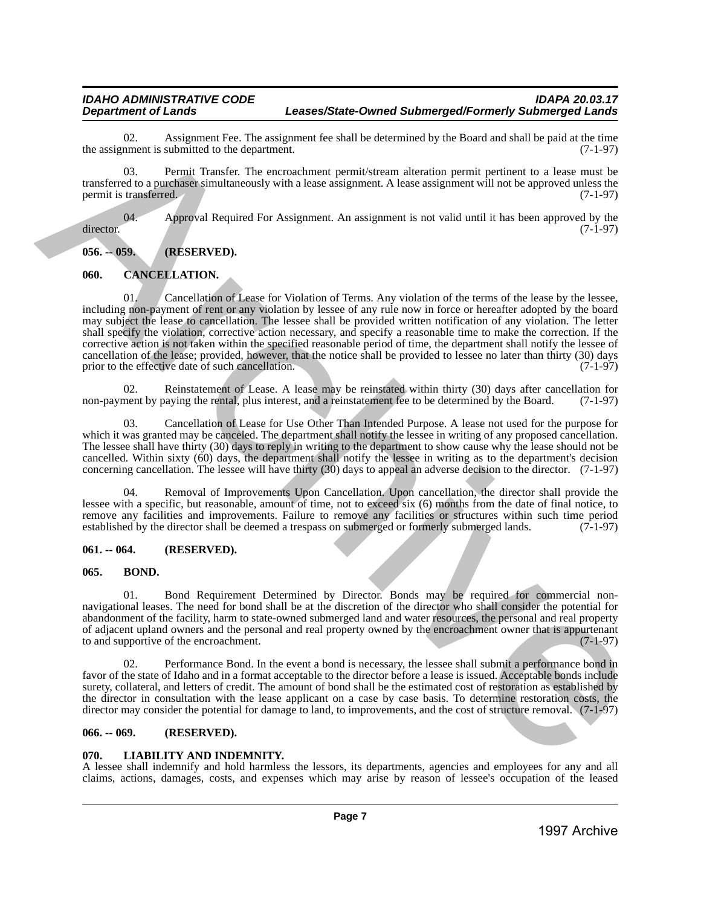02. Assignment Fee. The assignment fee shall be determined by the Board and shall be paid at the time the assignment is submitted to the department. (7-1-97)

03. Permit Transfer. The encroachment permit/stream alteration permit pertinent to a lease must be transferred to a purchaser simultaneously with a lease assignment. A lease assignment will not be approved unless the permit is transferred. (7-1-97)

04. Approval Required For Assignment. An assignment is not valid until it has been approved by the director. (7-1-97)

**056. -- 059. (RESERVED).**

**060. CANCELLATION.**

01. Cancellation of Lease for Violation of Terms. Any violation of the terms of the lease by the lessee, including non-payment of rent or any violation by lessee of any rule now in force or hereafter adopted by the board may subject the lease to cancellation. The lessee shall be provided written notification of any violation. The letter shall specify the violation, corrective action necessary, and specify a reasonable time to make the correction. If the corrective action is not taken within the specified reasonable period of time, the department shall notify the lessee of cancellation of the lease; provided, however, that the notice shall be provided to lessee no later than thirty (30) days prior to the effective date of such cancellation. (7-1-97)

02. Reinstatement of Lease. A lease may be reinstated within thirty (30) days after cancellation for non-payment by paying the rental, plus interest, and a reinstatement fee to be determined by the Board. (7-1-97)

03. Cancellation of Lease for Use Other Than Intended Purpose. A lease not used for the purpose for which it was granted may be canceled. The department shall notify the lessee in writing of any proposed cancellation. The lessee shall have thirty (30) days to reply in writing to the department to show cause why the lease should not be cancelled. Within sixty (60) days, the department shall notify the lessee in writing as to the department's decision concerning cancellation. The lessee will have thirty (30) days to appeal an adverse decision to the director. (7-1-97)

04. Removal of Improvements Upon Cancellation. Upon cancellation, the director shall provide the lessee with a specific, but reasonable, amount of time, not to exceed six (6) months from the date of final notice, to remove any facilities and improvements. Failure to remove any facilities or structures within such time period established by the director shall be deemed a trespass on submerged or formerly submerged lands. (7-1-97)

**061. -- 064. (RESERVED).**

**065. BOND.**

01. Bond Requirement Determined by Director. Bonds may be required for commercial non-navigational leases. The need for bond shall be at the discretion of the director who shall consider the potential for abandonment of the facility, harm to state-owned submerged land and water resources, the personal and real property of adjacent upland owners and the personal and real property owned by the encroachment owner that is appurtenant to and supportive of the encroachment. (7-1-97)

02. Performance Bond. In the event a bond is necessary, the lessee shall submit a performance bond in favor of the state of Idaho and in a format acceptable to the director before a lease is issued. Acceptable bonds include surety, collateral, and letters of credit. The amount of bond shall be the estimated cost of restoration as established by the director in consultation with the lease applicant on a case by case basis. To determine restoration costs, the director may consider the potential for damage to land, to improvements, and the cost of structure removal. (7-1-97)

**066. -- 069. (RESERVED).**

**070. LIABILITY AND INDEMNITY.**

A lessee shall indemnify and hold harmless the lessors, its departments, agencies and employees for any and all claims, actions, damages, costs, and expenses which may arise by reason of lessee's occupation of the leased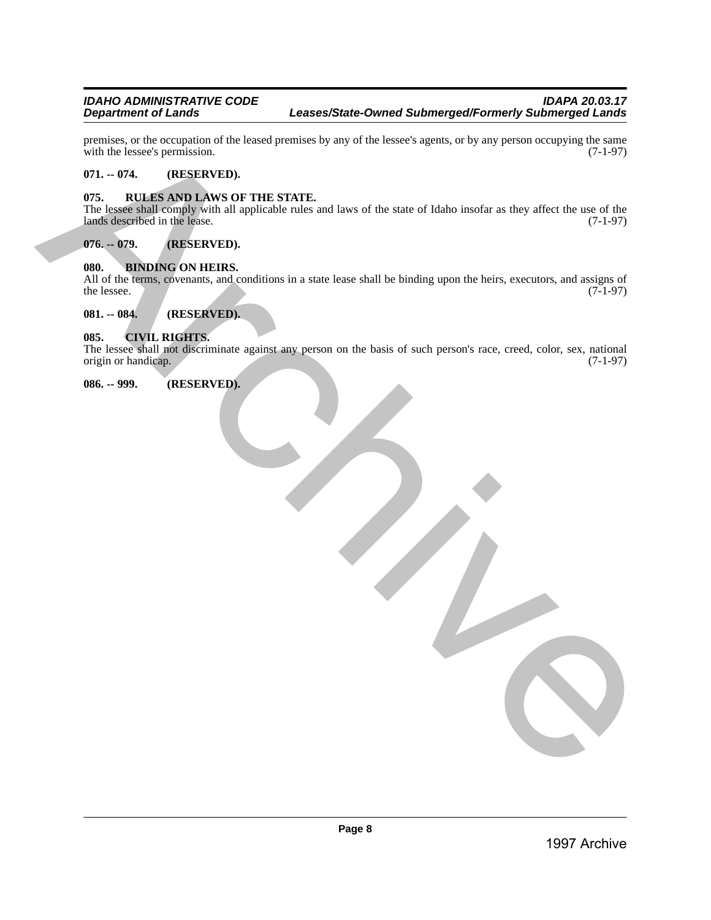premises, or the occupation of the leased premises by any of the lessee's agents, or by any person occupying the same with the lessee's permission. (7-1-97)

**071. -- 074. (RESERVED).**

**075. RULES AND LAWS OF THE STATE.**

The lessee shall comply with all applicable rules and laws of the state of Idaho insofar as they affect the use of the lands described in the lease. (7-1-97)

**076. -- 079. (RESERVED).**

**080. BINDING ON HEIRS.**

All of the terms, covenants, and conditions in a state lease shall be binding upon the heirs, executors, and assigns of the lessee. (7-1-97)

**081. -- 084. (RESERVED).**

**085. CIVIL RIGHTS.**

The lessee shall not discriminate against any person on the basis of such person's race, creed, color, sex, national origin or handicap. (7-1-97)

**086. -- 999. (RESERVED).**